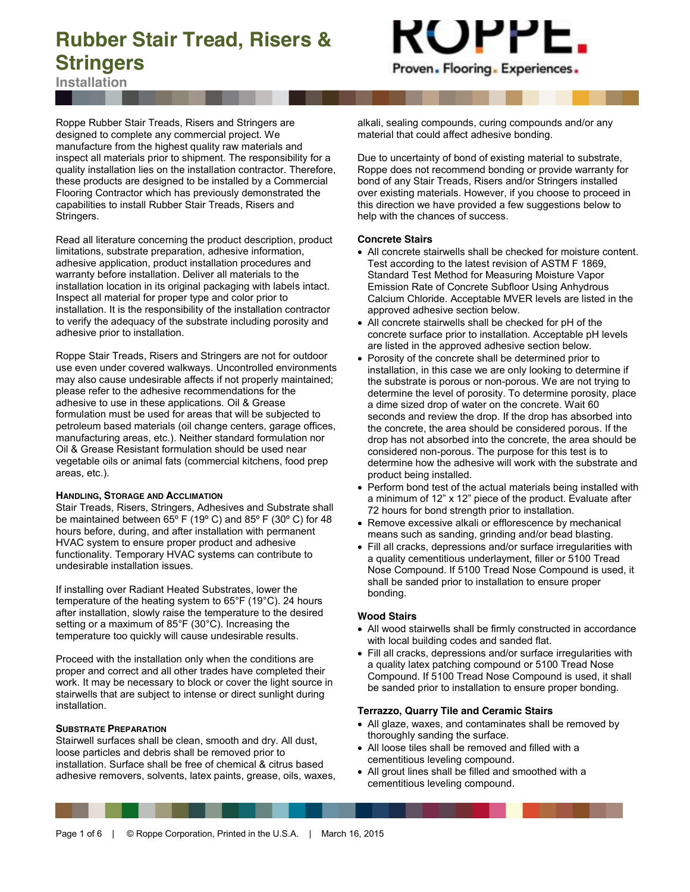# Rubber Stair Tread, Risers & Stringers

## Installation

Roppe Rubber Stair Treads, Risers and Stringers are designed to complete any commercial project. We manufacture from the highest quality raw materials and inspect all materials prior to shipment. The responsibility for a quality installation lies on the installation contractor. Therefore, these products are designed to be installed by a Commercial Flooring Contractor which has previously demonstrated the capabilities to install Rubber Stair Treads, Risers and Stringers.

Read all literature concerning the product description, product limitations, substrate preparation, adhesive information, adhesive application, product installation procedures and warranty before installation. Deliver all materials to the installation location in its original packaging with labels intact. Inspect all material for proper type and color prior to installation. It is the responsibility of the installation contractor to verify the adequacy of the substrate including porosity and adhesive prior to installation.

Roppe Stair Treads, Risers and Stringers are not for outdoor use even under covered walkways. Uncontrolled environments may also cause undesirable affects if not properly maintained; please refer to the adhesive recommendations for the adhesive to use in these applications. Oil & Grease formulation must be used for areas that will be subjected to petroleum based materials (oil change centers, garage offices, manufacturing areas, etc.). Neither standard formulation nor Oil & Grease Resistant formulation should be used near vegetable oils or animal fats (commercial kitchens, food prep areas, etc.).

### Handling, Storage and Acclimation

Stair Treads, Risers, Stringers, Adhesives and Substrate shall be maintained between 65º F (19º C) and 85º F (30º C) for 48 hours before, during, and after installation with permanent HVAC system to ensure proper product and adhesive functionality. Temporary HVAC systems can contribute to undesirable installation issues.

If installing over Radiant Heated Substrates, lower the temperature of the heating system to 65°F (19°C). 24 hours after installation, slowly raise the temperature to the desired setting or a maximum of 85°F (30°C). Increasing the temperature too quickly will cause undesirable results.

Proceed with the installation only when the conditions are proper and correct and all other trades have completed their work. It may be necessary to block or cover the light source in stairwells that are subject to intense or direct sunlight during installation.

### Substrate Preparation

Stairwell surfaces shall be clean, smooth and dry. All dust, loose particles and debris shall be removed prior to installation. Surface shall be free of chemical & citrus based adhesive removers, solvents, latex paints, grease, oils, waxes, alkali, sealing compounds, curing compounds and/or any material that could affect adhesive bonding.

Due to uncertainty of bond of existing material to substrate, Roppe does not recommend bonding or provide warranty for bond of any Stair Treads, Risers and/or Stringers installed over existing materials. However, if you choose to proceed in this direction we have provided a few suggestions below to help with the chances of success.

#### Concrete Stairs

- All concrete stairwells shall be checked for moisture content. Test according to the latest revision of ASTM F 1869, Standard Test Method for Measuring Moisture Vapor Emission Rate of Concrete Subfloor Using Anhydrous Calcium Chloride. Acceptable MVER levels are listed in the approved adhesive section below.
- All concrete stairwells shall be checked for pH of the concrete surface prior to installation. Acceptable pH levels are listed in the approved adhesive section below.
- Porosity of the concrete shall be determined prior to installation, in this case we are only looking to determine if the substrate is porous or non-porous. We are not trying to determine the level of porosity. To determine porosity, place a dime sized drop of water on the concrete. Wait 60 seconds and review the drop. If the drop has absorbed into the concrete, the area should be considered porous. If the drop has not absorbed into the concrete, the area should be considered non-porous. The purpose for this test is to determine how the adhesive will work with the substrate and product being installed.
- Perform bond test of the actual materials being installed with a minimum of 12" x 12" piece of the product. Evaluate after 72 hours for bond strength prior to installation.
- Remove excessive alkali or efflorescence by mechanical means such as sanding, grinding and/or bead blasting.
- Fill all cracks, depressions and/or surface irregularities with a quality cementitious underlayment, filler or 5100 Tread Nose Compound. If 5100 Tread Nose Compound is used, it shall be sanded prior to installation to ensure proper bonding.

#### Wood Stairs

- All wood stairwells shall be firmly constructed in accordance with local building codes and sanded flat.
- Fill all cracks, depressions and/or surface irregularities with a quality latex patching compound or 5100 Tread Nose Compound. If 5100 Tread Nose Compound is used, it shall be sanded prior to installation to ensure proper bonding.

#### Terrazzo, Quarry Tile and Ceramic Stairs

- All glaze, waxes, and contaminates shall be removed by thoroughly sanding the surface.
- All loose tiles shall be removed and filled with a cementitious leveling compound.
- All grout lines shall be filled and smoothed with a cementitious leveling compound.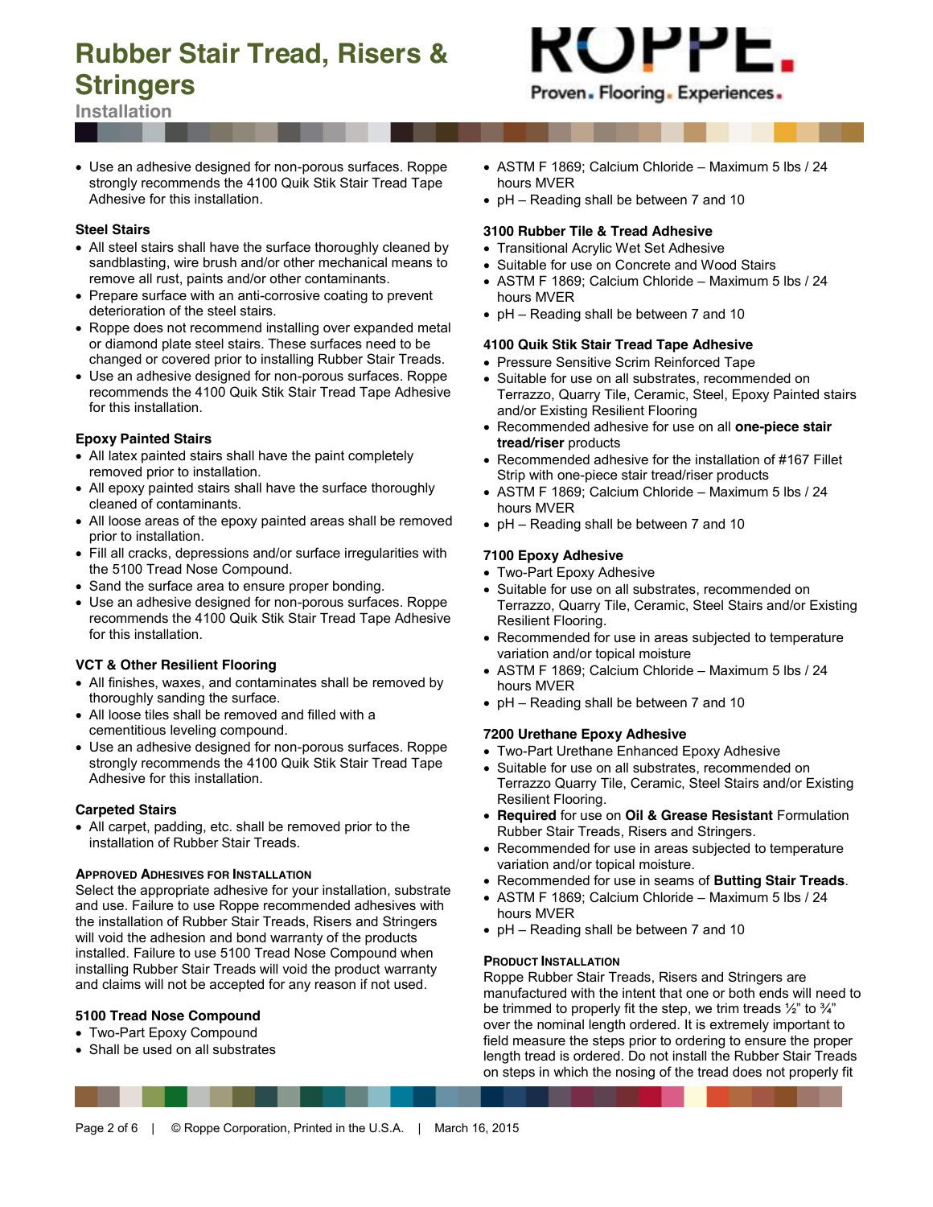- Use an adhesive designed for non-porous surfaces. Roppe strongly recommends the 4100 Quik Stik Stair Tread Tape Adhesive for this installation.

**Steel Stairs**

- All steel stairs shall have the surface thoroughly cleaned by sandblasting, wire brush and/or other mechanical means to remove all rust, paints and/or other contaminants.
- Prepare surface with an anti-corrosive coating to prevent deterioration of the steel stairs.
- Roppe does not recommend installing over expanded metal or diamond plate steel stairs. These surfaces need to be changed or covered prior to installing Rubber Stair Treads.
- Use an adhesive designed for non-porous surfaces. Roppe recommends the 4100 Quik Stik Stair Tread Tape Adhesive for this installation.

**Epoxy Painted Stairs**

- All latex painted stairs shall have the paint completely removed prior to installation.
- All epoxy painted stairs shall have the surface thoroughly cleaned of contaminants.
- All loose areas of the epoxy painted areas shall be removed prior to installation.
- Fill all cracks, depressions and/or surface irregularities with the 5100 Tread Nose Compound.
- Sand the surface area to ensure proper bonding.
- Use an adhesive designed for non-porous surfaces. Roppe recommends the 4100 Quik Stik Stair Tread Tape Adhesive for this installation.

**VCT & Other Resilient Flooring**

- All finishes, waxes, and contaminates shall be removed by thoroughly sanding the surface.
- All loose tiles shall be removed and filled with a cementitious leveling compound.
- Use an adhesive designed for non-porous surfaces. Roppe strongly recommends the 4100 Quik Stik Stair Tread Tape Adhesive for this installation.

**Carpeted Stairs**

- All carpet, padding, etc. shall be removed prior to the installation of Rubber Stair Treads.

## APPROVED ADHESIVES FOR INSTALLATION

Select the appropriate adhesive for your installation, substrate and use. Failure to use Roppe recommended adhesives with the installation of Rubber Stair Treads, Risers and Stringers will void the adhesion and bond warranty of the products installed. Failure to use 5100 Tread Nose Compound when installing Rubber Stair Treads will void the product warranty and claims will not be accepted for any reason if not used.

**5100 Tread Nose Compound**

- Two-Part Epoxy Compound
- Shall be used on all substrates
- ASTM F 1869; Calcium Chloride – Maximum 5 lbs / 24 hours MVER
- pH – Reading shall be between 7 and 10

**3100 Rubber Tile & Tread Adhesive**

- Transitional Acrylic Wet Set Adhesive
- Suitable for use on Concrete and Wood Stairs
- ASTM F 1869; Calcium Chloride – Maximum 5 lbs / 24 hours MVER
- pH – Reading shall be between 7 and 10

**4100 Quik Stik Stair Tread Tape Adhesive**

- Pressure Sensitive Scrim Reinforced Tape
- Suitable for use on all substrates, recommended on Terrazzo, Quarry Tile, Ceramic, Steel, Epoxy Painted stairs and/or Existing Resilient Flooring
- Recommended adhesive for use on all **one-piece stair tread/riser** products
- Recommended adhesive for the installation of #167 Fillet Strip with one-piece stair tread/riser products
- ASTM F 1869; Calcium Chloride – Maximum 5 lbs / 24 hours MVER
- pH – Reading shall be between 7 and 10

**7100 Epoxy Adhesive**

- Two-Part Epoxy Adhesive
- Suitable for use on all substrates, recommended on Terrazzo, Quarry Tile, Ceramic, Steel Stairs and/or Existing Resilient Flooring.
- Recommended for use in areas subjected to temperature variation and/or topical moisture
- ASTM F 1869; Calcium Chloride – Maximum 5 lbs / 24 hours MVER
- pH – Reading shall be between 7 and 10

**7200 Urethane Epoxy Adhesive**

- Two-Part Urethane Enhanced Epoxy Adhesive
- Suitable for use on all substrates, recommended on Terrazzo Quarry Tile, Ceramic, Steel Stairs and/or Existing Resilient Flooring.
- **Required** for use on **Oil & Grease Resistant** Formulation Rubber Stair Treads, Risers and Stringers.
- Recommended for use in areas subjected to temperature variation and/or topical moisture.
- Recommended for use in seams of **Butting Stair Treads**.
- ASTM F 1869; Calcium Chloride – Maximum 5 lbs / 24 hours MVER
- pH – Reading shall be between 7 and 10

## PRODUCT INSTALLATION

Roppe Rubber Stair Treads, Risers and Stringers are manufactured with the intent that one or both ends will need to be trimmed to properly fit the step, we trim treads ½" to ¾" over the nominal length ordered. It is extremely important to field measure the steps prior to ordering to ensure the proper length tread is ordered. Do not install the Rubber Stair Treads on steps in which the nosing of the tread does not properly fit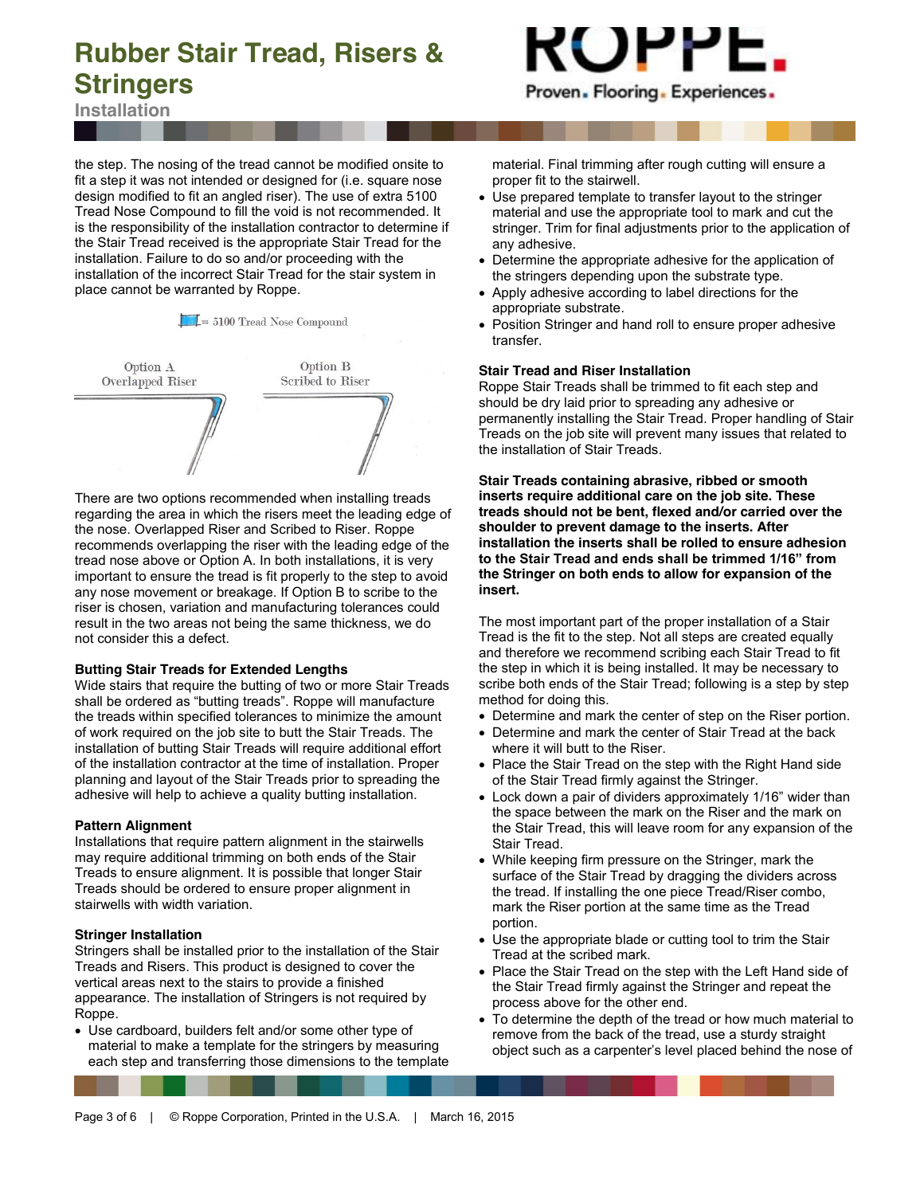the step. The nosing of the tread cannot be modified onsite to fit a step it was not intended or designed for (i.e. square nose design modified to fit an angled riser). The use of extra 5100 Tread Nose Compound to fill the void is not recommended. It is the responsibility of the installation contractor to determine if the Stair Tread received is the appropriate Stair Tread for the installation. Failure to do so and/or proceeding with the installation of the incorrect Stair Tread for the stair system in place cannot be warranted by Roppe.

= 5100 Tread Nose Compound

Option A Overlapped Riser

Option B Scribed to Riser

There are two options recommended when installing treads regarding the area in which the risers meet the leading edge of the nose. Overlapped Riser and Scribed to Riser. Roppe recommends overlapping the riser with the leading edge of the tread nose above or Option A. In both installations, it is very important to ensure the tread is fit properly to the step to avoid any nose movement or breakage. If Option B to scribe to the riser is chosen, variation and manufacturing tolerances could result in the two areas not being the same thickness, we do not consider this a defect.

### Butting Stair Treads for Extended Lengths

Wide stairs that require the butting of two or more Stair Treads shall be ordered as "butting treads". Roppe will manufacture the treads within specified tolerances to minimize the amount of work required on the job site to butt the Stair Treads. The installation of butting Stair Treads will require additional effort of the installation contractor at the time of installation. Proper planning and layout of the Stair Treads prior to spreading the adhesive will help to achieve a quality butting installation.

### Pattern Alignment

Installations that require pattern alignment in the stairwells may require additional trimming on both ends of the Stair Treads to ensure alignment. It is possible that longer Stair Treads should be ordered to ensure proper alignment in stairwells with width variation.

### Stringer Installation

Stringers shall be installed prior to the installation of the Stair Treads and Risers. This product is designed to cover the vertical areas next to the stairs to provide a finished appearance. The installation of Stringers is not required by Roppe.

- Use cardboard, builders felt and/or some other type of material to make a template for the stringers by measuring each step and transferring those dimensions to the template material. Final trimming after rough cutting will ensure a proper fit to the stairwell.
- Use prepared template to transfer layout to the stringer material and use the appropriate tool to mark and cut the stringer. Trim for final adjustments prior to the application of any adhesive.
- Determine the appropriate adhesive for the application of the stringers depending upon the substrate type.
- Apply adhesive according to label directions for the appropriate substrate.
- Position Stringer and hand roll to ensure proper adhesive transfer.

### Stair Tread and Riser Installation

Roppe Stair Treads shall be trimmed to fit each step and should be dry laid prior to spreading any adhesive or permanently installing the Stair Tread. Proper handling of Stair Treads on the job site will prevent many issues that related to the installation of Stair Treads.

**Stair Treads containing abrasive, ribbed or smooth inserts require additional care on the job site. These treads should not be bent, flexed and/or carried over the shoulder to prevent damage to the inserts. After installation the inserts shall be rolled to ensure adhesion to the Stair Tread and ends shall be trimmed 1/16" from the Stringer on both ends to allow for expansion of the insert.**

The most important part of the proper installation of a Stair Tread is the fit to the step. Not all steps are created equally and therefore we recommend scribing each Stair Tread to fit the step in which it is being installed. It may be necessary to scribe both ends of the Stair Tread; following is a step by step method for doing this.

- Determine and mark the center of step on the Riser portion.
- Determine and mark the center of Stair Tread at the back where it will butt to the Riser.
- Place the Stair Tread on the step with the Right Hand side of the Stair Tread firmly against the Stringer.
- Lock down a pair of dividers approximately 1/16" wider than the space between the mark on the Riser and the mark on the Stair Tread, this will leave room for any expansion of the Stair Tread.
- While keeping firm pressure on the Stringer, mark the surface of the Stair Tread by dragging the dividers across the tread. If installing the one piece Tread/Riser combo, mark the Riser portion at the same time as the Tread portion.
- Use the appropriate blade or cutting tool to trim the Stair Tread at the scribed mark.
- Place the Stair Tread on the step with the Left Hand side of the Stair Tread firmly against the Stringer and repeat the process above for the other end.
- To determine the depth of the tread or how much material to remove from the back of the tread, use a sturdy straight object such as a carpenter's level placed behind the nose of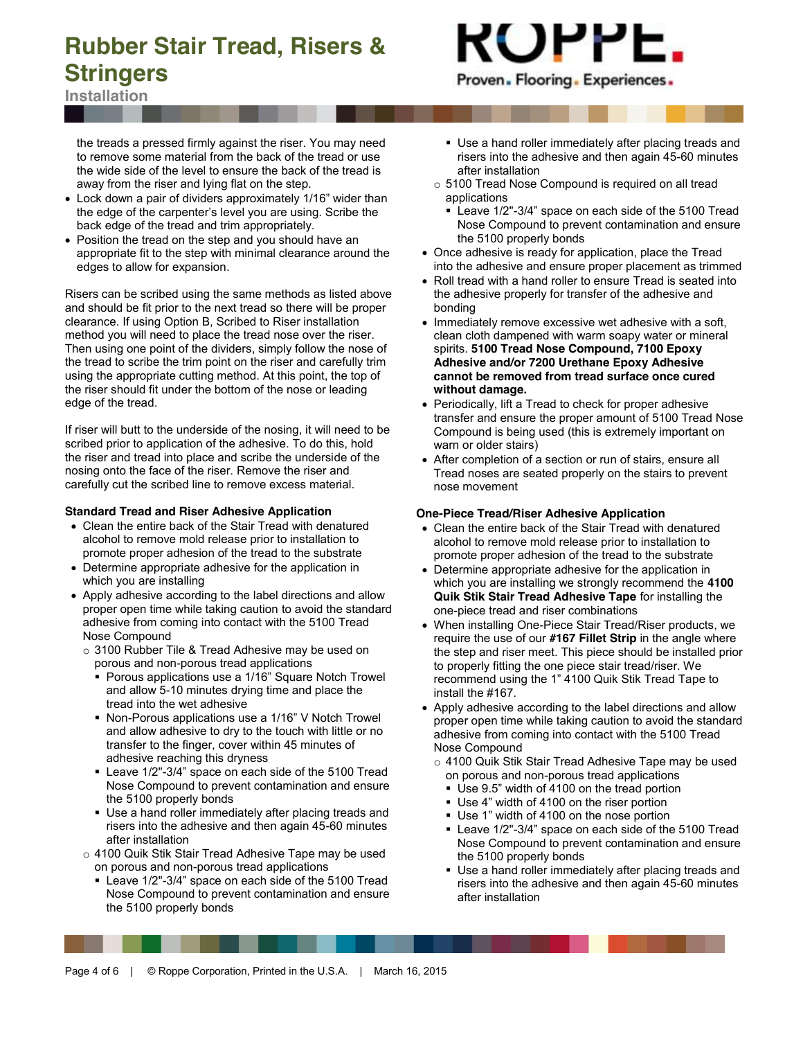the treads a pressed firmly against the riser. You may need to remove some material from the back of the tread or use the wide side of the level to ensure the back of the tread is away from the riser and lying flat on the step.

- Lock down a pair of dividers approximately 1/16" wider than the edge of the carpenter's level you are using. Scribe the back edge of the tread and trim appropriately.
- Position the tread on the step and you should have an appropriate fit to the step with minimal clearance around the edges to allow for expansion.

Risers can be scribed using the same methods as listed above and should be fit prior to the next tread so there will be proper clearance. If using Option B, Scribed to Riser installation method you will need to place the tread nose over the riser. Then using one point of the dividers, simply follow the nose of the tread to scribe the trim point on the riser and carefully trim using the appropriate cutting method. At this point, the top of the riser should fit under the bottom of the nose or leading edge of the tread.

If riser will butt to the underside of the nosing, it will need to be scribed prior to application of the adhesive. To do this, hold the riser and tread into place and scribe the underside of the nosing onto the face of the riser. Remove the riser and carefully cut the scribed line to remove excess material.

**Standard Tread and Riser Adhesive Application**

- Clean the entire back of the Stair Tread with denatured alcohol to remove mold release prior to installation to promote proper adhesion of the tread to the substrate
- Determine appropriate adhesive for the application in which you are installing
- Apply adhesive according to the label directions and allow proper open time while taking caution to avoid the standard adhesive from coming into contact with the 5100 Tread Nose Compound
  - 3100 Rubber Tile & Tread Adhesive may be used on porous and non-porous tread applications
    - Porous applications use a 1/16" Square Notch Trowel and allow 5-10 minutes drying time and place the tread into the wet adhesive
    - Non-Porous applications use a 1/16" V Notch Trowel and allow adhesive to dry to the touch with little or no transfer to the finger, cover within 45 minutes of adhesive reaching this dryness
    - Leave 1/2"-3/4" space on each side of the 5100 Tread Nose Compound to prevent contamination and ensure the 5100 properly bonds
    - Use a hand roller immediately after placing treads and risers into the adhesive and then again 45-60 minutes after installation
  - 4100 Quik Stik Stair Tread Adhesive Tape may be used on porous and non-porous tread applications
    - Leave 1/2"-3/4" space on each side of the 5100 Tread Nose Compound to prevent contamination and ensure the 5100 properly bonds
    - Use a hand roller immediately after placing treads and risers into the adhesive and then again 45-60 minutes after installation
  - 5100 Tread Nose Compound is required on all tread applications
    - Leave 1/2"-3/4" space on each side of the 5100 Tread Nose Compound to prevent contamination and ensure the 5100 properly bonds
- Once adhesive is ready for application, place the Tread into the adhesive and ensure proper placement as trimmed
- Roll tread with a hand roller to ensure Tread is seated into the adhesive properly for transfer of the adhesive and bonding
- Immediately remove excessive wet adhesive with a soft, clean cloth dampened with warm soapy water or mineral spirits. **5100 Tread Nose Compound, 7100 Epoxy Adhesive and/or 7200 Urethane Epoxy Adhesive cannot be removed from tread surface once cured without damage.**
- Periodically, lift a Tread to check for proper adhesive transfer and ensure the proper amount of 5100 Tread Nose Compound is being used (this is extremely important on warn or older stairs)
- After completion of a section or run of stairs, ensure all Tread noses are seated properly on the stairs to prevent nose movement

**One-Piece Tread/Riser Adhesive Application**

- Clean the entire back of the Stair Tread with denatured alcohol to remove mold release prior to installation to promote proper adhesion of the tread to the substrate
- Determine appropriate adhesive for the application in which you are installing we strongly recommend the **4100 Quik Stik Stair Tread Adhesive Tape** for installing the one-piece tread and riser combinations
- When installing One-Piece Stair Tread/Riser products, we require the use of our **#167 Fillet Strip** in the angle where the step and riser meet. This piece should be installed prior to properly fitting the one piece stair tread/riser. We recommend using the 1" 4100 Quik Stik Tread Tape to install the #167.
- Apply adhesive according to the label directions and allow proper open time while taking caution to avoid the standard adhesive from coming into contact with the 5100 Tread Nose Compound
  - 4100 Quik Stik Stair Tread Adhesive Tape may be used on porous and non-porous tread applications
    - Use 9.5" width of 4100 on the tread portion
    - Use 4" width of 4100 on the riser portion
    - Use 1" width of 4100 on the nose portion
    - Leave 1/2"-3/4" space on each side of the 5100 Tread Nose Compound to prevent contamination and ensure the 5100 properly bonds
    - Use a hand roller immediately after placing treads and risers into the adhesive and then again 45-60 minutes after installation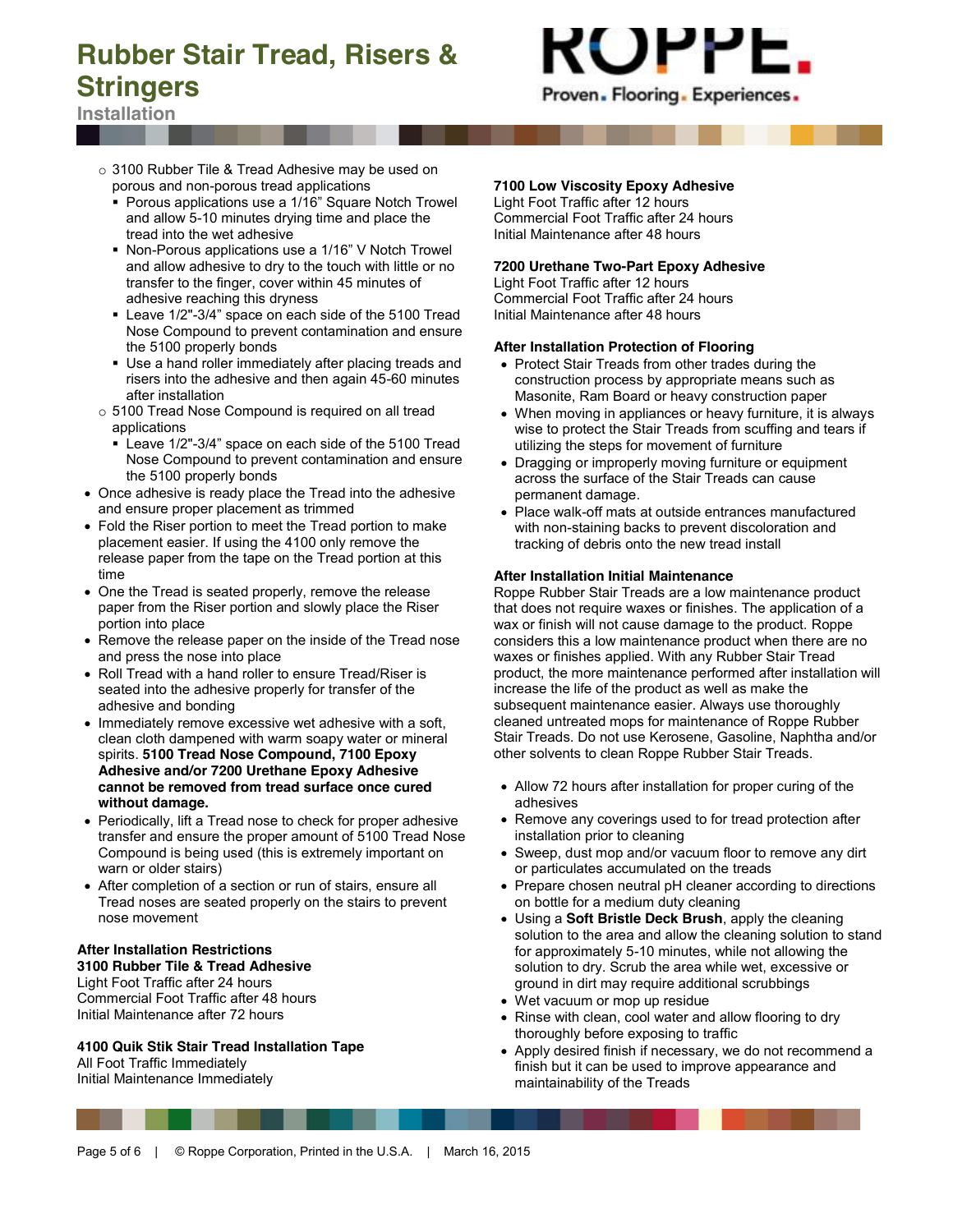- ○ 3100 Rubber Tile & Tread Adhesive may be used on porous and non-porous tread applications
  - Porous applications use a 1/16" Square Notch Trowel and allow 5-10 minutes drying time and place the tread into the wet adhesive
  - Non-Porous applications use a 1/16" V Notch Trowel and allow adhesive to dry to the touch with little or no transfer to the finger, cover within 45 minutes of adhesive reaching this dryness
  - Leave 1/2"-3/4" space on each side of the 5100 Tread Nose Compound to prevent contamination and ensure the 5100 properly bonds
  - Use a hand roller immediately after placing treads and risers into the adhesive and then again 45-60 minutes after installation
- ○ 5100 Tread Nose Compound is required on all tread applications
  - Leave 1/2"-3/4" space on each side of the 5100 Tread Nose Compound to prevent contamination and ensure the 5100 properly bonds

- Once adhesive is ready place the Tread into the adhesive and ensure proper placement as trimmed
- Fold the Riser portion to meet the Tread portion to make placement easier. If using the 4100 only remove the release paper from the tape on the Tread portion at this time
- One the Tread is seated properly, remove the release paper from the Riser portion and slowly place the Riser portion into place
- Remove the release paper on the inside of the Tread nose and press the nose into place
- Roll Tread with a hand roller to ensure Tread/Riser is seated into the adhesive properly for transfer of the adhesive and bonding
- Immediately remove excessive wet adhesive with a soft, clean cloth dampened with warm soapy water or mineral spirits. **5100 Tread Nose Compound, 7100 Epoxy Adhesive and/or 7200 Urethane Epoxy Adhesive cannot be removed from tread surface once cured without damage.**
- Periodically, lift a Tread nose to check for proper adhesive transfer and ensure the proper amount of 5100 Tread Nose Compound is being used (this is extremely important on warn or older stairs)
- After completion of a section or run of stairs, ensure all Tread noses are seated properly on the stairs to prevent nose movement

**After Installation Restrictions**

**3100 Rubber Tile & Tread Adhesive**
Light Foot Traffic after 24 hours
Commercial Foot Traffic after 48 hours
Initial Maintenance after 72 hours

**4100 Quik Stik Stair Tread Installation Tape**
All Foot Traffic Immediately
Initial Maintenance Immediately

**7100 Low Viscosity Epoxy Adhesive**
Light Foot Traffic after 12 hours
Commercial Foot Traffic after 24 hours
Initial Maintenance after 48 hours

**7200 Urethane Two-Part Epoxy Adhesive**
Light Foot Traffic after 12 hours
Commercial Foot Traffic after 24 hours
Initial Maintenance after 48 hours

**After Installation Protection of Flooring**

- Protect Stair Treads from other trades during the construction process by appropriate means such as Masonite, Ram Board or heavy construction paper
- When moving in appliances or heavy furniture, it is always wise to protect the Stair Treads from scuffing and tears if utilizing the steps for movement of furniture
- Dragging or improperly moving furniture or equipment across the surface of the Stair Treads can cause permanent damage.
- Place walk-off mats at outside entrances manufactured with non-staining backs to prevent discoloration and tracking of debris onto the new tread install

**After Installation Initial Maintenance**

Roppe Rubber Stair Treads are a low maintenance product that does not require waxes or finishes. The application of a wax or finish will not cause damage to the product. Roppe considers this a low maintenance product when there are no waxes or finishes applied. With any Rubber Stair Tread product, the more maintenance performed after installation will increase the life of the product as well as make the subsequent maintenance easier. Always use thoroughly cleaned untreated mops for maintenance of Roppe Rubber Stair Treads. Do not use Kerosene, Gasoline, Naphtha and/or other solvents to clean Roppe Rubber Stair Treads.

- Allow 72 hours after installation for proper curing of the adhesives
- Remove any coverings used to for tread protection after installation prior to cleaning
- Sweep, dust mop and/or vacuum floor to remove any dirt or particulates accumulated on the treads
- Prepare chosen neutral pH cleaner according to directions on bottle for a medium duty cleaning
- Using a **Soft Bristle Deck Brush**, apply the cleaning solution to the area and allow the cleaning solution to stand for approximately 5-10 minutes, while not allowing the solution to dry. Scrub the area while wet, excessive or ground in dirt may require additional scrubbings
- Wet vacuum or mop up residue
- Rinse with clean, cool water and allow flooring to dry thoroughly before exposing to traffic
- Apply desired finish if necessary, we do not recommend a finish but it can be used to improve appearance and maintainability of the Treads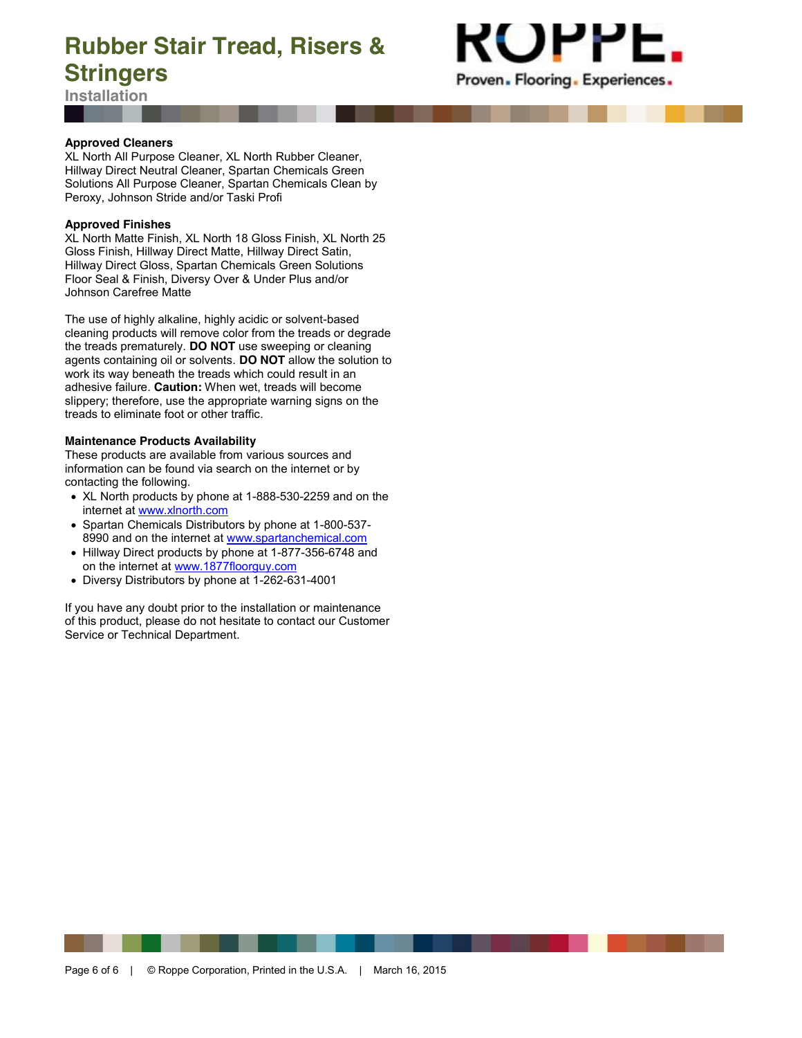### Approved Cleaners

XL North All Purpose Cleaner, XL North Rubber Cleaner, Hillway Direct Neutral Cleaner, Spartan Chemicals Green Solutions All Purpose Cleaner, Spartan Chemicals Clean by Peroxy, Johnson Stride and/or Taski Profi

### Approved Finishes

XL North Matte Finish, XL North 18 Gloss Finish, XL North 25 Gloss Finish, Hillway Direct Matte, Hillway Direct Satin, Hillway Direct Gloss, Spartan Chemicals Green Solutions Floor Seal & Finish, Diversy Over & Under Plus and/or Johnson Carefree Matte

The use of highly alkaline, highly acidic or solvent-based cleaning products will remove color from the treads or degrade the treads prematurely. **DO NOT** use sweeping or cleaning agents containing oil or solvents. **DO NOT** allow the solution to work its way beneath the treads which could result in an adhesive failure. **Caution:** When wet, treads will become slippery; therefore, use the appropriate warning signs on the treads to eliminate foot or other traffic.

### Maintenance Products Availability

These products are available from various sources and information can be found via search on the internet or by contacting the following.

- XL North products by phone at 1-888-530-2259 and on the internet at www.xlnorth.com
- Spartan Chemicals Distributors by phone at 1-800-537-8990 and on the internet at www.spartanchemical.com
- Hillway Direct products by phone at 1-877-356-6748 and on the internet at www.1877floorguy.com
- Diversy Distributors by phone at 1-262-631-4001

If you have any doubt prior to the installation or maintenance of this product, please do not hesitate to contact our Customer Service or Technical Department.